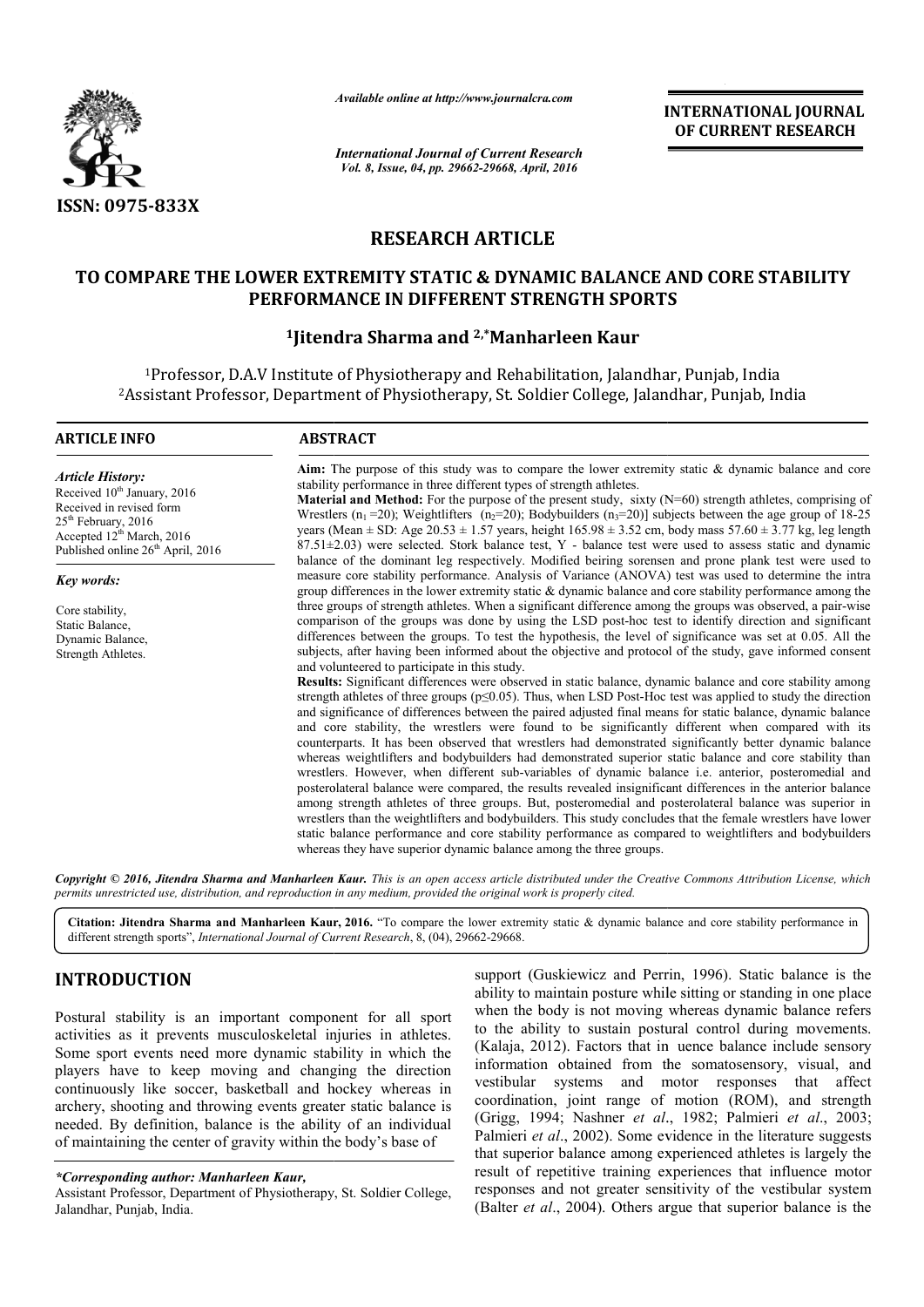*Available online at http://www.journalcra.com*

*International Journal of Current Research*

**INTERNATIONAL JOURNAL OF CURRENT RESEARCH**

ISSN: 0975-833X

## RESEARCH ARTICLE

# TO COMPARE THE LOWER EXTREMITY STATIC & DYNAMIC BALANCE AND CORE STABILITY PERFORMANCE IN DIFFERENT STRENGTH SPORTS

**[1]Jitendra Sharma and [2,*]Manharleen Kaur**

[1]Professor, D.A.V Institute of Physiotherapy and Rehabilitation, Jalandhar, Punjab, India
[2]Assistant Professor, Department of Physiotherapy, St. Soldier College, Jalandhar, Punjab, India

**ARTICLE INFO**

*Article History:*
Received 10th January, 2016
Received in revised form
25th February, 2016
Accepted 12th March, 2016
Published online 26th April, 2016

*Key words:*
Core stability,
Static Balance,
Dynamic Balance,
Strength Athletes.

**ABSTRACT**

**Aim:** The purpose of this study was to compare the lower extremity static & dynamic balance and core stability performance in three different types of strength athletes.

**Material and Method:** For the purpose of the present study, sixty (N=60) strength athletes, comprising of Wrestlers ($n_1$ =20); Weightlifters ($n_2$=20); Bodybuilders ($n_3$=20)] subjects between the age group of 18-25 years (Mean ± SD: Age 20.53 ± 1.57 years, height 165.98 ± 3.52 cm, body mass 57.60 ± 3.77 kg, leg length 87.51±2.03) were selected. Stork balance test, Y - balance test were used to assess static and dynamic balance of the dominant leg respectively. Modified beiring sorensen and prone plank test were used to measure core stability performance. Analysis of Variance (ANOVA) test was used to determine the intra group differences in the lower extremity static & dynamic balance and core stability performance among the three groups of strength athletes. When a significant difference among the groups was observed, a pair-wise comparison of the groups was done by using the LSD post-hoc test to identify direction and significant differences between the groups. To test the hypothesis, the level of significance was set at 0.05. All the subjects, after having been informed about the objective and protocol of the study, gave informed consent and volunteered to participate in this study.

**Results:** Significant differences were observed in static balance, dynamic balance and core stability among strength athletes of three groups ($p \leq 0.05$). Thus, when LSD Post-Hoc test was applied to study the direction and significance of differences between the paired adjusted final means for static balance, dynamic balance and core stability, the wrestlers were found to be significantly different when compared with its counterparts. It has been observed that wrestlers had demonstrated significantly better dynamic balance whereas weightlifters and bodybuilders had demonstrated superior static balance and core stability than wrestlers. However, when different sub-variables of dynamic balance i.e. anterior, posteromedial and posterolateral balance were compared, the results revealed insignificant differences in the anterior balance among strength athletes of three groups. But, posteromedial and posterolateral balance was superior in wrestlers than the weightlifters and bodybuilders. This study concludes that the female wrestlers have lower static balance performance and core stability performance as compared to weightlifters and bodybuilders whereas they have superior dynamic balance among the three groups.

*Copyright © 2016, Jitendra Sharma and Manharleen Kaur. This is an open access article distributed under the Creative Commons Attribution License, which permits unrestricted use, distribution, and reproduction in any medium, provided the original work is properly cited.*

**Citation: Jitendra Sharma and Manharleen Kaur, 2016.** "To compare the lower extremity static & dynamic balance and core stability performance in different strength sports", *International Journal of Current Research*, 8, (04), 29662-29668.

## INTRODUCTION

Postural stability is an important component for all sport activities as it prevents musculoskeletal injuries in athletes. Some sport events need more dynamic stability in which the players have to keep moving and changing the direction continuously like soccer, basketball and hockey whereas in archery, shooting and throwing events greater static balance is needed. By definition, balance is the ability of an individual of maintaining the center of gravity within the body's base of support (Guskiewicz and Perrin, 1996). Static balance is the ability to maintain posture while sitting or standing in one place when the body is not moving whereas dynamic balance refers to the ability to sustain postural control during movements. (Kalaja, 2012). Factors that influence balance include sensory information obtained from the somatosensory, visual, and vestibular systems and motor responses that affect coordination, joint range of motion (ROM), and strength (Grigg, 1994; Nashner *et al*., 1982; Palmieri *et al*., 2003; Palmieri *et al*., 2002). Some evidence in the literature suggests that superior balance among experienced athletes is largely the result of repetitive training experiences that influence motor responses and not greater sensitivity of the vestibular system (Balter *et al*., 2004). Others argue that superior balance is the

**\*Corresponding author: Manharleen Kaur,**
Assistant Professor, Department of Physiotherapy, St. Soldier College, Jalandhar, Punjab, India.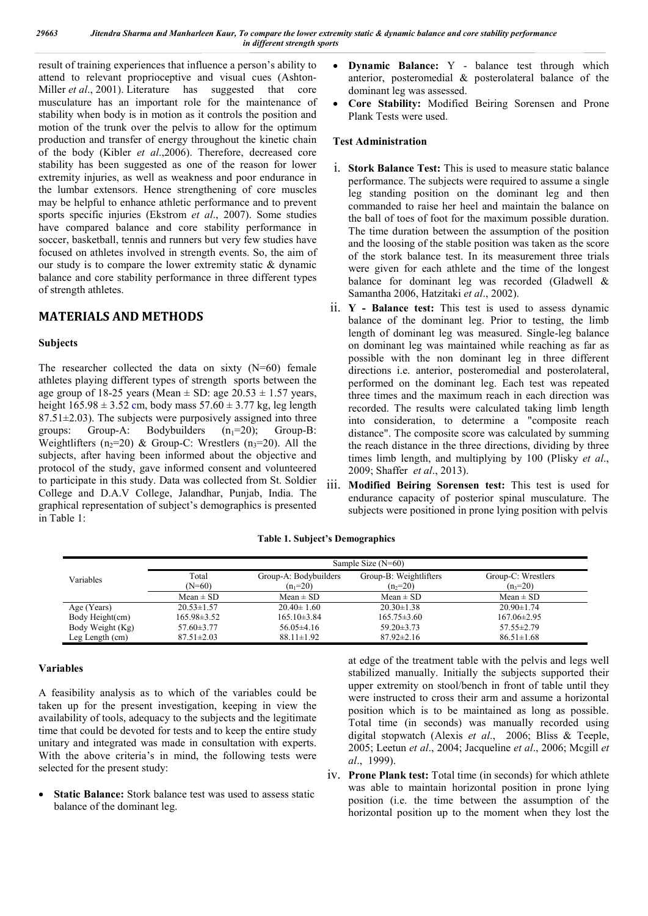result of training experiences that influence a person's ability to attend to relevant proprioceptive and visual cues (Ashton-Miller *et al*., 2001). Literature has suggested that core musculature has an important role for the maintenance of stability when body is in motion as it controls the position and motion of the trunk over the pelvis to allow for the optimum production and transfer of energy throughout the kinetic chain of the body (Kibler *et al*.,2006). Therefore, decreased core stability has been suggested as one of the reason for lower extremity injuries, as well as weakness and poor endurance in the lumbar extensors. Hence strengthening of core muscles may be helpful to enhance athletic performance and to prevent sports specific injuries (Ekstrom *et al*., 2007). Some studies have compared balance and core stability performance in soccer, basketball, tennis and runners but very few studies have focused on athletes involved in strength events. So, the aim of our study is to compare the lower extremity static & dynamic balance and core stability performance in three different types of strength athletes.

## MATERIALS AND METHODS

### Subjects

The researcher collected the data on sixty (N=60) female athletes playing different types of strength sports between the age group of 18-25 years (Mean ± SD: age 20.53 ± 1.57 years, height 165.98 ± 3.52 cm, body mass 57.60 ± 3.77 kg, leg length 87.51±2.03). The subjects were purposively assigned into three groups: Group-A: Bodybuilders ($n_1$=20); Group-B: Weightlifters ($n_2$=20) & Group-C: Wrestlers ($n_3$=20). All the subjects, after having been informed about the objective and protocol of the study, gave informed consent and volunteered to participate in this study. Data was collected from St. Soldier College and D.A.V College, Jalandhar, Punjab, India. The graphical representation of subject's demographics is presented in Table 1:

**Table 1. Subject's Demographics**

| Variables | Sample Size (N=60) | | | |
|---|---|---|---|---|
| | Total (N=60) | Group-A: Bodybuilders ($n_1$=20) | Group-B: Weightlifters ($n_2$=20) | Group-C: Wrestlers ($n_3$=20) |
| | Mean ± SD | Mean ± SD | Mean ± SD | Mean ± SD |
| Age (Years) | 20.53±1.57 | 20.40± 1.60 | 20.30±1.38 | 20.90±1.74 |
| Body Height(cm) | 165.98±3.52 | 165.10±3.84 | 165.75±3.60 | 167.06±2.95 |
| Body Weight (Kg) | 57.60±3.77 | 56.05±4.16 | 59.20±3.73 | 57.55±2.79 |
| Leg Length (cm) | 87.51±2.03 | 88.11±1.92 | 87.92±2.16 | 86.51±1.68 |

### Variables

A feasibility analysis as to which of the variables could be taken up for the present investigation, keeping in view the availability of tools, adequacy to the subjects and the legitimate time that could be devoted for tests and to keep the entire study unitary and integrated was made in consultation with experts. With the above criteria's in mind, the following tests were selected for the present study:

- **Static Balance:** Stork balance test was used to assess static balance of the dominant leg.
- **Dynamic Balance:** Y - balance test through which anterior, posteromedial & posterolateral balance of the dominant leg was assessed.
- **Core Stability:** Modified Beiring Sorensen and Prone Plank Tests were used.

### Test Administration

i. **Stork Balance Test:** This is used to measure static balance performance. The subjects were required to assume a single leg standing position on the dominant leg and then commanded to raise her heel and maintain the balance on the ball of toes of foot for the maximum possible duration. The time duration between the assumption of the position and the loosing of the stable position was taken as the score of the stork balance test. In its measurement three trials were given for each athlete and the time of the longest balance for dominant leg was recorded (Gladwell & Samantha 2006, Hatzitaki *et al*., 2002).

ii. **Y - Balance test:** This test is used to assess dynamic balance of the dominant leg. Prior to testing, the limb length of dominant leg was measured. Single-leg balance on dominant leg was maintained while reaching as far as possible with the non dominant leg in three different directions i.e. anterior, posteromedial and posterolateral, performed on the dominant leg. Each test was repeated three times and the maximum reach in each direction was recorded. The results were calculated taking limb length into consideration, to determine a "composite reach distance". The composite score was calculated by summing the reach distance in the three directions, dividing by three times limb length, and multiplying by 100 (Plisky *et al*., 2009; Shaffer *et al*., 2013).

iii. **Modified Beiring Sorensen test:** This test is used for endurance capacity of posterior spinal musculature. The subjects were positioned in prone lying position with pelvis at edge of the treatment table with the pelvis and legs well stabilized manually. Initially the subjects supported their upper extremity on stool/bench in front of table until they were instructed to cross their arm and assume a horizontal position which is to be maintained as long as possible. Total time (in seconds) was manually recorded using digital stopwatch (Alexis *et al*., 2006; Bliss & Teeple, 2005; Leetun *et al*., 2004; Jacqueline *et al*., 2006; Mcgill *et al*., 1999).

iv. **Prone Plank test:** Total time (in seconds) for which athlete was able to maintain horizontal position in prone lying position (i.e. the time between the assumption of the horizontal position up to the moment when they lost the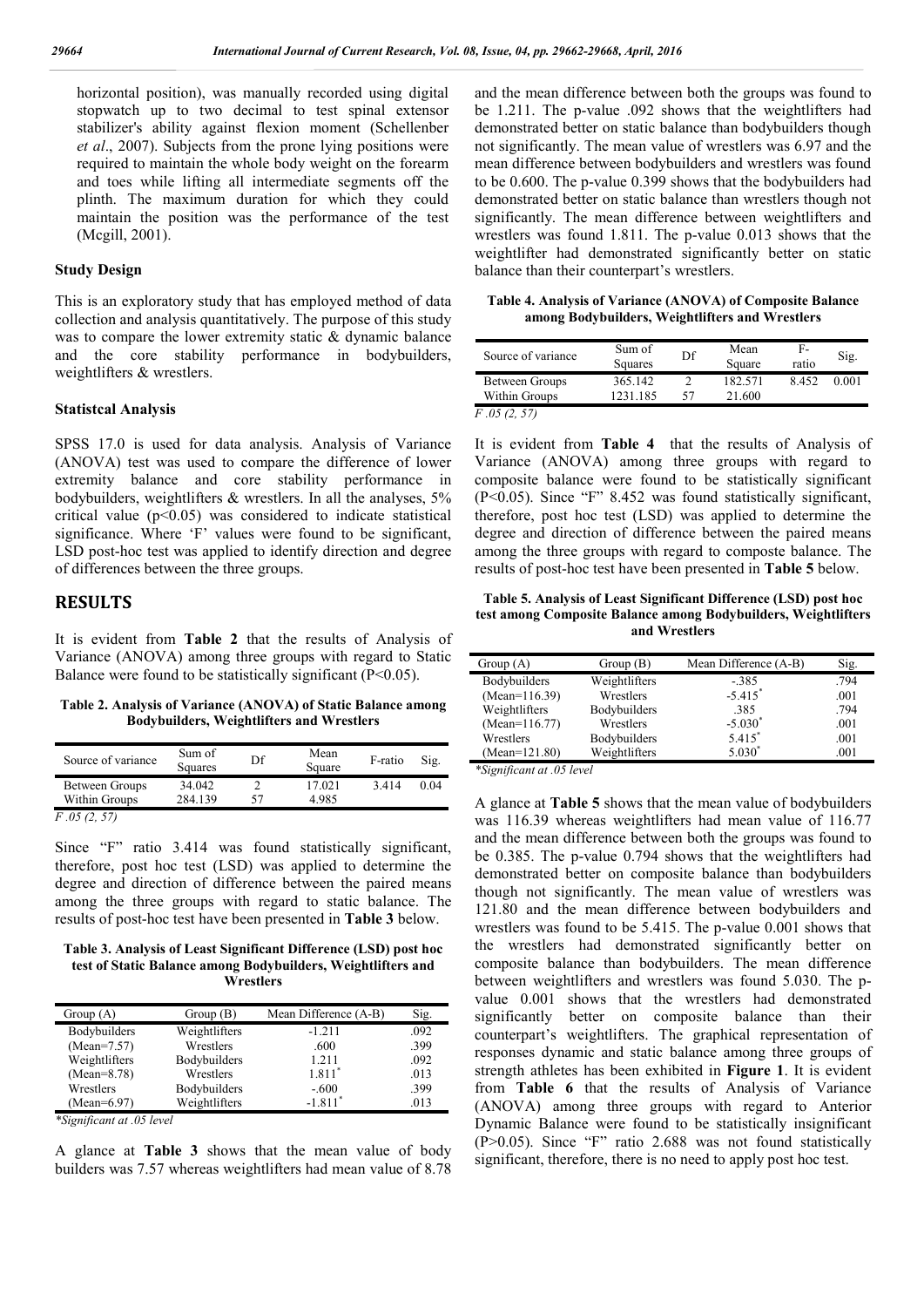horizontal position), was manually recorded using digital stopwatch up to two decimal to test spinal extensor stabilizer's ability against flexion moment (Schellenber *et al*., 2007). Subjects from the prone lying positions were required to maintain the whole body weight on the forearm and toes while lifting all intermediate segments off the plinth. The maximum duration for which they could maintain the position was the performance of the test (Mcgill, 2001).

### Study Design

This is an exploratory study that has employed method of data collection and analysis quantitatively. The purpose of this study was to compare the lower extremity static & dynamic balance and the core stability performance in bodybuilders, weightlifters & wrestlers.

### Statistcal Analysis

SPSS 17.0 is used for data analysis. Analysis of Variance (ANOVA) test was used to compare the difference of lower extremity balance and core stability performance in bodybuilders, weightlifters & wrestlers. In all the analyses, 5% critical value ($p<0.05$) was considered to indicate statistical significance. Where 'F' values were found to be significant, LSD post-hoc test was applied to identify direction and degree of differences between the three groups.

## RESULTS

It is evident from **Table 2** that the results of Analysis of Variance (ANOVA) among three groups with regard to Static Balance were found to be statistically significant ($P<0.05$).

**Table 2. Analysis of Variance (ANOVA) of Static Balance among Bodybuilders, Weightlifters and Wrestlers**

| Source of variance | Sum of Squares | Df | Mean Square | F-ratio | Sig. |
|---|---|---|---|---|---|
| Between Groups | 34.042 | 2 | 17.021 | 3.414 | 0.04 |
| Within Groups | 284.139 | 57 | 4.985 | | |

$F$ .05 (2, 57)

Since "F" ratio 3.414 was found statistically significant, therefore, post hoc test (LSD) was applied to determine the degree and direction of difference between the paired means among the three groups with regard to static balance. The results of post-hoc test have been presented in **Table 3** below.

**Table 3. Analysis of Least Significant Difference (LSD) post hoc test of Static Balance among Bodybuilders, Weightlifters and Wrestlers**

| Group (A) | Group (B) | Mean Difference (A-B) | Sig. |
|---|---|---|---|
| Bodybuilders | Weightlifters | -1.211 | .092 |
| (Mean=7.57) | Wrestlers | .600 | .399 |
| Weightlifters | Bodybuilders | 1.211 | .092 |
| (Mean=8.78) | Wrestlers | 1.811* | .013 |
| Wrestlers | Bodybuilders | -.600 | .399 |
| (Mean=6.97) | Weightlifters | -1.811* | .013 |

*Significant at .05 level

A glance at **Table 3** shows that the mean value of body builders was 7.57 whereas weightlifters had mean value of 8.78 and the mean difference between both the groups was found to be 1.211. The p-value .092 shows that the weightlifters had demonstrated better on static balance than bodybuilders though not significantly. The mean value of wrestlers was 6.97 and the mean difference between bodybuilders and wrestlers was found to be 0.600. The p-value 0.399 shows that the bodybuilders had demonstrated better on static balance than wrestlers though not significantly. The mean difference between weightlifters and wrestlers was found 1.811. The p-value 0.013 shows that the weightlifter had demonstrated significantly better on static balance than their counterpart's wrestlers.

**Table 4. Analysis of Variance (ANOVA) of Composite Balance among Bodybuilders, Weightlifters and Wrestlers**

| Source of variance | Sum of Squares | Df | Mean Square | F-ratio | Sig. |
|---|---|---|---|---|---|
| Between Groups | 365.142 | 2 | 182.571 | 8.452 | 0.001 |
| Within Groups | 1231.185 | 57 | 21.600 | | |

$F$ .05 (2, 57)

It is evident from **Table 4** that the results of Analysis of Variance (ANOVA) among three groups with regard to composite balance were found to be statistically significant ($P<0.05$). Since "F" 8.452 was found statistically significant, therefore, post hoc test (LSD) was applied to determine the degree and direction of difference between the paired means among the three groups with regard to composte balance. The results of post-hoc test have been presented in **Table 5** below.

**Table 5. Analysis of Least Significant Difference (LSD) post hoc test among Composite Balance among Bodybuilders, Weightlifters and Wrestlers**

| Group (A) | Group (B) | Mean Difference (A-B) | Sig. |
|---|---|---|---|
| Bodybuilders | Weightlifters | -.385 | .794 |
| (Mean=116.39) | Wrestlers | -5.415* | .001 |
| Weightlifters | Bodybuilders | .385 | .794 |
| (Mean=116.77) | Wrestlers | -5.030* | .001 |
| Wrestlers | Bodybuilders | 5.415* | .001 |
| (Mean=121.80) | Weightlifters | 5.030* | .001 |

*Significant at .05 level

A glance at **Table 5** shows that the mean value of bodybuilders was 116.39 whereas weightlifters had mean value of 116.77 and the mean difference between both the groups was found to be 0.385. The p-value 0.794 shows that the weightlifters had demonstrated better on composite balance than bodybuilders though not significantly. The mean value of wrestlers was 121.80 and the mean difference between bodybuilders and wrestlers was found to be 5.415. The p-value 0.001 shows that the wrestlers had demonstrated significantly better on composite balance than bodybuilders. The mean difference between weightlifters and wrestlers was found 5.030. The p-value 0.001 shows that the wrestlers had demonstrated significantly better on composite balance than their counterpart's weightlifters. The graphical representation of responses dynamic and static balance among three groups of strength athletes has been exhibited in **Figure 1**. It is evident from **Table 6** that the results of Analysis of Variance (ANOVA) among three groups with regard to Anterior Dynamic Balance were found to be statistically insignificant ($P>0.05$). Since "F" ratio 2.688 was not found statistically significant, therefore, there is no need to apply post hoc test.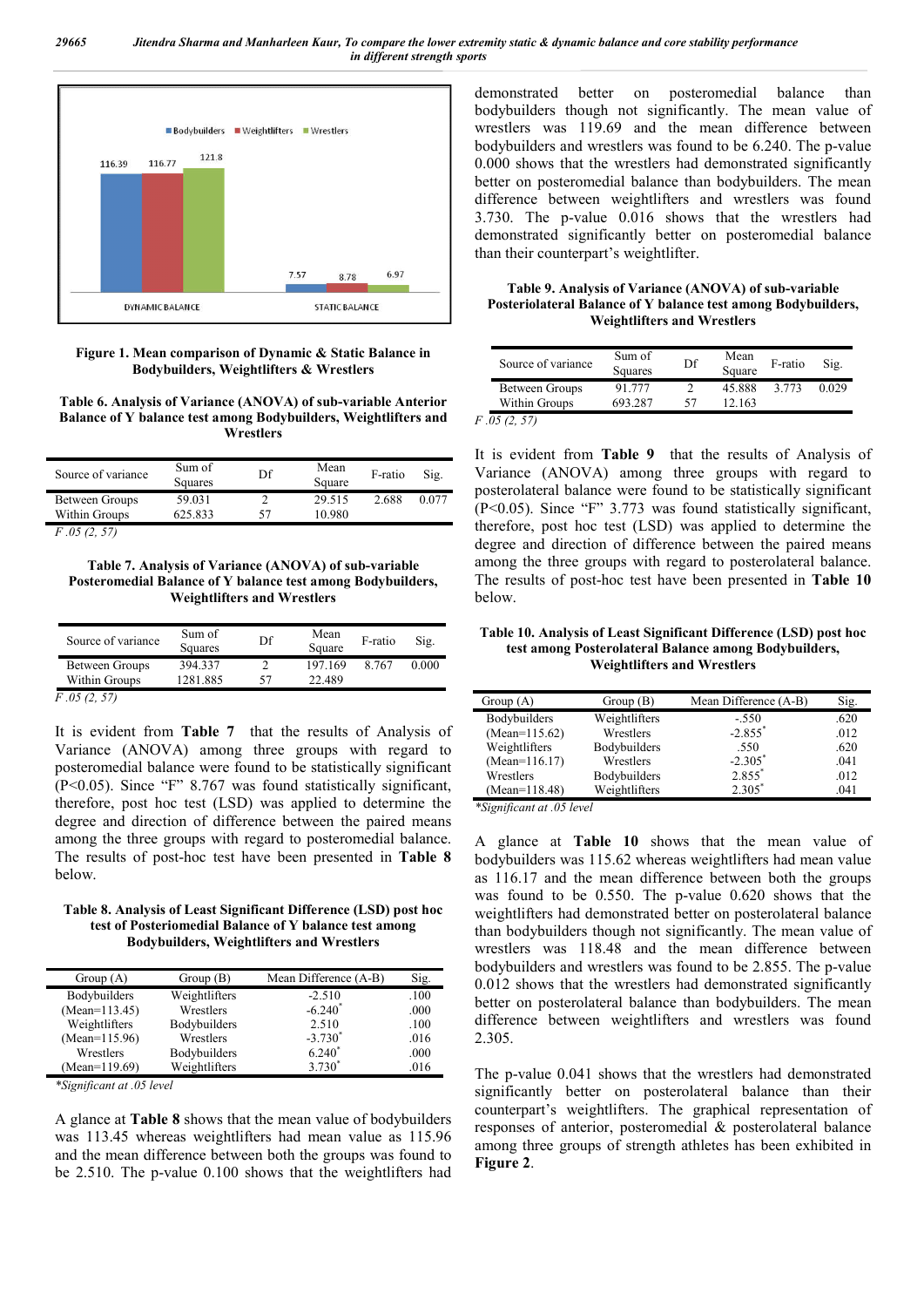Figure 1. Mean comparison of Dynamic & Static Balance in Bodybuilders, Weightlifters & Wrestlers

**Table 6. Analysis of Variance (ANOVA) of sub-variable Anterior Balance of Y balance test among Bodybuilders, Weightlifters and Wrestlers**

| Source of variance | Sum of Squares | Df | Mean Square | F-ratio | Sig. |
|---|---|---|---|---|---|
| Between Groups | 59.031 | 2 | 29.515 | 2.688 | 0.077 |
| Within Groups | 625.833 | 57 | 10.980 | | |

*F .05 (2, 57)*

**Table 7. Analysis of Variance (ANOVA) of sub-variable Posteromedial Balance of Y balance test among Bodybuilders, Weightlifters and Wrestlers**

| Source of variance | Sum of Squares | Df | Mean Square | F-ratio | Sig. |
|---|---|---|---|---|---|
| Between Groups | 394.337 | 2 | 197.169 | 8.767 | 0.000 |
| Within Groups | 1281.885 | 57 | 22.489 | | |

*F .05 (2, 57)*

It is evident from **Table 7** that the results of Analysis of Variance (ANOVA) among three groups with regard to posteromedial balance were found to be statistically significant (P<0.05). Since "F" 8.767 was found statistically significant, therefore, post hoc test (LSD) was applied to determine the degree and direction of difference between the paired means among the three groups with regard to posteromedial balance. The results of post-hoc test have been presented in **Table 8** below.

**Table 8. Analysis of Least Significant Difference (LSD) post hoc test of Posteriomedial Balance of Y balance test among Bodybuilders, Weightlifters and Wrestlers**

| Group (A) | Group (B) | Mean Difference (A-B) | Sig. |
|---|---|---|---|
| Bodybuilders | Weightlifters | -2.510 | .100 |
| (Mean=113.45) | Wrestlers | -6.240* | .000 |
| Weightlifters | Bodybuilders | 2.510 | .100 |
| (Mean=115.96) | Wrestlers | -3.730* | .016 |
| Wrestlers | Bodybuilders | 6.240* | .000 |
| (Mean=119.69) | Weightlifters | 3.730* | .016 |

*\*Significant at .05 level*

A glance at **Table 8** shows that the mean value of bodybuilders was 113.45 whereas weightlifters had mean value as 115.96 and the mean difference between both the groups was found to be 2.510. The p-value 0.100 shows that the weightlifters had demonstrated better on posteromedial balance than bodybuilders though not significantly. The mean value of wrestlers was 119.69 and the mean difference between bodybuilders and wrestlers was found to be 6.240. The p-value 0.000 shows that the wrestlers had demonstrated significantly better on posteromedial balance than bodybuilders. The mean difference between weightlifters and wrestlers was found 3.730. The p-value 0.016 shows that the wrestlers had demonstrated significantly better on posteromedial balance than their counterpart's weightlifter.

**Table 9. Analysis of Variance (ANOVA) of sub-variable Posteriolateral Balance of Y balance test among Bodybuilders, Weightlifters and Wrestlers**

| Source of variance | Sum of Squares | Df | Mean Square | F-ratio | Sig. |
|---|---|---|---|---|---|
| Between Groups | 91.777 | 2 | 45.888 | 3.773 | 0.029 |
| Within Groups | 693.287 | 57 | 12.163 | | |

*F .05 (2, 57)*

It is evident from **Table 9** that the results of Analysis of Variance (ANOVA) among three groups with regard to posterolateral balance were found to be statistically significant (P<0.05). Since "F" 3.773 was found statistically significant, therefore, post hoc test (LSD) was applied to determine the degree and direction of difference between the paired means among the three groups with regard to posterolateral balance. The results of post-hoc test have been presented in **Table 10** below.

**Table 10. Analysis of Least Significant Difference (LSD) post hoc test among Posterolateral Balance among Bodybuilders, Weightlifters and Wrestlers**

| Group (A) | Group (B) | Mean Difference (A-B) | Sig. |
|---|---|---|---|
| Bodybuilders | Weightlifters | -.550 | .620 |
| (Mean=115.62) | Wrestlers | -2.855* | .012 |
| Weightlifters | Bodybuilders | .550 | .620 |
| (Mean=116.17) | Wrestlers | -2.305* | .041 |
| Wrestlers | Bodybuilders | 2.855* | .012 |
| (Mean=118.48) | Weightlifters | 2.305* | .041 |

*\*Significant at .05 level*

A glance at **Table 10** shows that the mean value of bodybuilders was 115.62 whereas weightlifters had mean value as 116.17 and the mean difference between both the groups was found to be 0.550. The p-value 0.620 shows that the weightlifters had demonstrated better on posterolateral balance than bodybuilders though not significantly. The mean value of wrestlers was 118.48 and the mean difference between bodybuilders and wrestlers was found to be 2.855. The p-value 0.012 shows that the wrestlers had demonstrated significantly better on posterolateral balance than bodybuilders. The mean difference between weightlifters and wrestlers was found 2.305.

The p-value 0.041 shows that the wrestlers had demonstrated significantly better on posterolateral balance than their counterpart's weightlifters. The graphical representation of responses of anterior, posteromedial & posterolateral balance among three groups of strength athletes has been exhibited in **Figure 2**.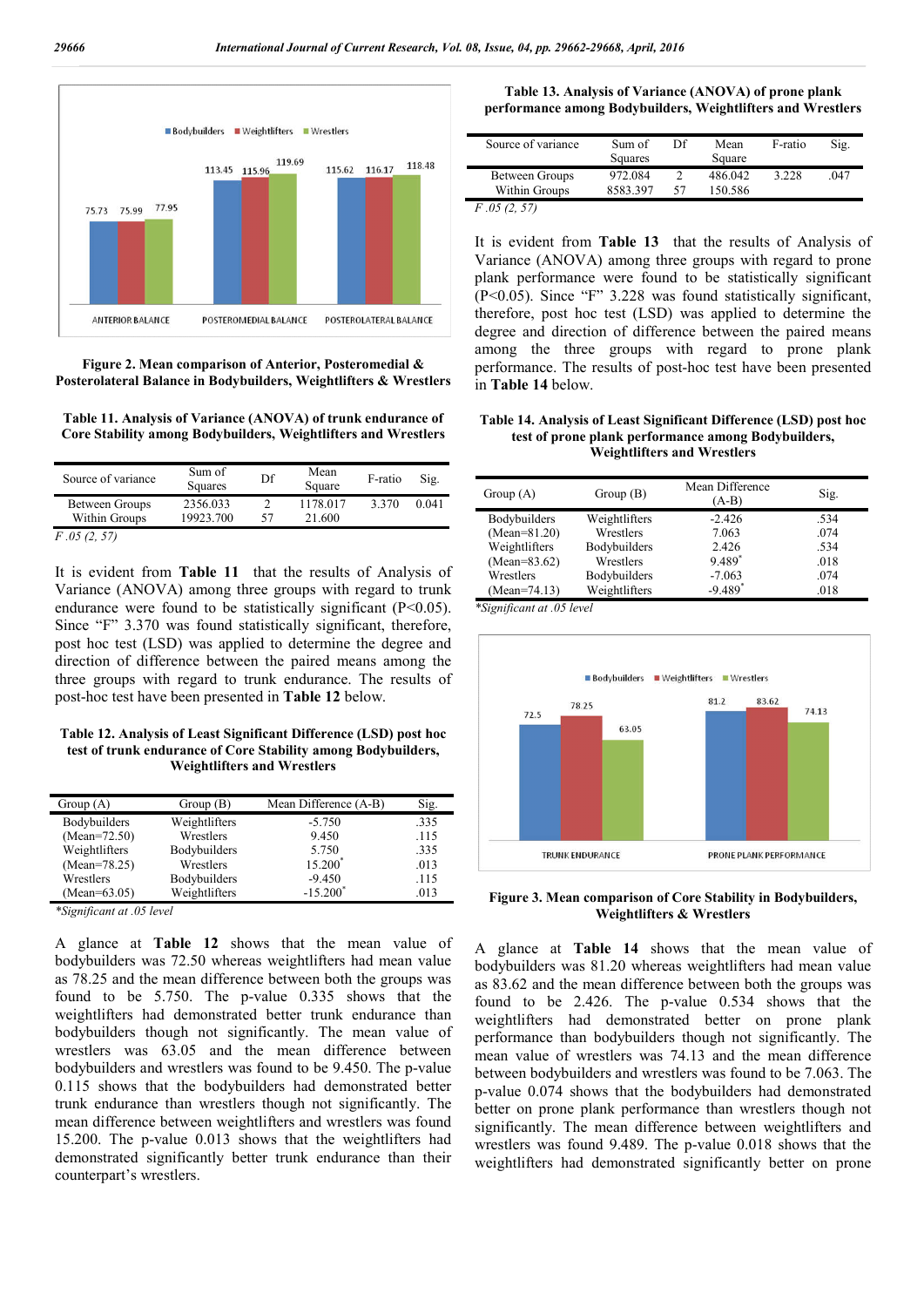**Figure 2. Mean comparison of Anterior, Posteromedial & Posterolateral Balance in Bodybuilders, Weightlifters & Wrestlers**

**Table 11. Analysis of Variance (ANOVA) of trunk endurance of Core Stability among Bodybuilders, Weightlifters and Wrestlers**

| Source of variance | Sum of Squares | Df | Mean Square | F-ratio | Sig. |
|---|---|---|---|---|---|
| Between Groups | 2356.033 | 2 | 1178.017 | 3.370 | 0.041 |
| Within Groups | 19923.700 | 57 | 21.600 | | |

*F .05 (2, 57)*

It is evident from **Table 11** that the results of Analysis of Variance (ANOVA) among three groups with regard to trunk endurance were found to be statistically significant ($P<0.05$). Since "F" 3.370 was found statistically significant, therefore, post hoc test (LSD) was applied to determine the degree and direction of difference between the paired means among the three groups with regard to trunk endurance. The results of post-hoc test have been presented in **Table 12** below.

**Table 12. Analysis of Least Significant Difference (LSD) post hoc test of trunk endurance of Core Stability among Bodybuilders, Weightlifters and Wrestlers**

| Group (A) | Group (B) | Mean Difference (A-B) | Sig. |
|---|---|---|---|
| Bodybuilders | Weightlifters | -5.750 | .335 |
| (Mean=72.50) | Wrestlers | 9.450 | .115 |
| Weightlifters | Bodybuilders | 5.750 | .335 |
| (Mean=78.25) | Wrestlers | 15.200* | .013 |
| Wrestlers | Bodybuilders | -9.450 | .115 |
| (Mean=63.05) | Weightlifters | -15.200* | .013 |

*Significant at .05 level

A glance at **Table 12** shows that the mean value of bodybuilders was 72.50 whereas weightlifters had mean value as 78.25 and the mean difference between both the groups was found to be 5.750. The p-value 0.335 shows that the weightlifters had demonstrated better trunk endurance than bodybuilders though not significantly. The mean value of wrestlers was 63.05 and the mean difference between bodybuilders and wrestlers was found to be 9.450. The p-value 0.115 shows that the bodybuilders had demonstrated better trunk endurance than wrestlers though not significantly. The mean difference between weightlifters and wrestlers was found 15.200. The p-value 0.013 shows that the weightlifters had demonstrated significantly better trunk endurance than their counterpart's wrestlers.

**Table 13. Analysis of Variance (ANOVA) of prone plank performance among Bodybuilders, Weightlifters and Wrestlers**

| Source of variance | Sum of Squares | Df | Mean Square | F-ratio | Sig. |
|---|---|---|---|---|---|
| Between Groups | 972.084 | 2 | 486.042 | 3.228 | .047 |
| Within Groups | 8583.397 | 57 | 150.586 | | |

*F .05 (2, 57)*

It is evident from **Table 13** that the results of Analysis of Variance (ANOVA) among three groups with regard to prone plank performance were found to be statistically significant ($P<0.05$). Since "F" 3.228 was found statistically significant, therefore, post hoc test (LSD) was applied to determine the degree and direction of difference between the paired means among the three groups with regard to prone plank performance. The results of post-hoc test have been presented in **Table 14** below.

**Table 14. Analysis of Least Significant Difference (LSD) post hoc test of prone plank performance among Bodybuilders, Weightlifters and Wrestlers**

| Group (A) | Group (B) | Mean Difference (A-B) | Sig. |
|---|---|---|---|
| Bodybuilders | Weightlifters | -2.426 | .534 |
| (Mean=81.20) | Wrestlers | 7.063 | .074 |
| Weightlifters | Bodybuilders | 2.426 | .534 |
| (Mean=83.62) | Wrestlers | 9.489* | .018 |
| Wrestlers | Bodybuilders | -7.063 | .074 |
| (Mean=74.13) | Weightlifters | -9.489* | .018 |

*Significant at .05 level

**Figure 3. Mean comparison of Core Stability in Bodybuilders, Weightlifters & Wrestlers**

A glance at **Table 14** shows that the mean value of bodybuilders was 81.20 whereas weightlifters had mean value as 83.62 and the mean difference between both the groups was found to be 2.426. The p-value 0.534 shows that the weightlifters had demonstrated better on prone plank performance than bodybuilders though not significantly. The mean value of wrestlers was 74.13 and the mean difference between bodybuilders and wrestlers was found to be 7.063. The p-value 0.074 shows that the bodybuilders had demonstrated better on prone plank performance than wrestlers though not significantly. The mean difference between weightlifters and wrestlers was found 9.489. The p-value 0.018 shows that the weightlifters had demonstrated significantly better on prone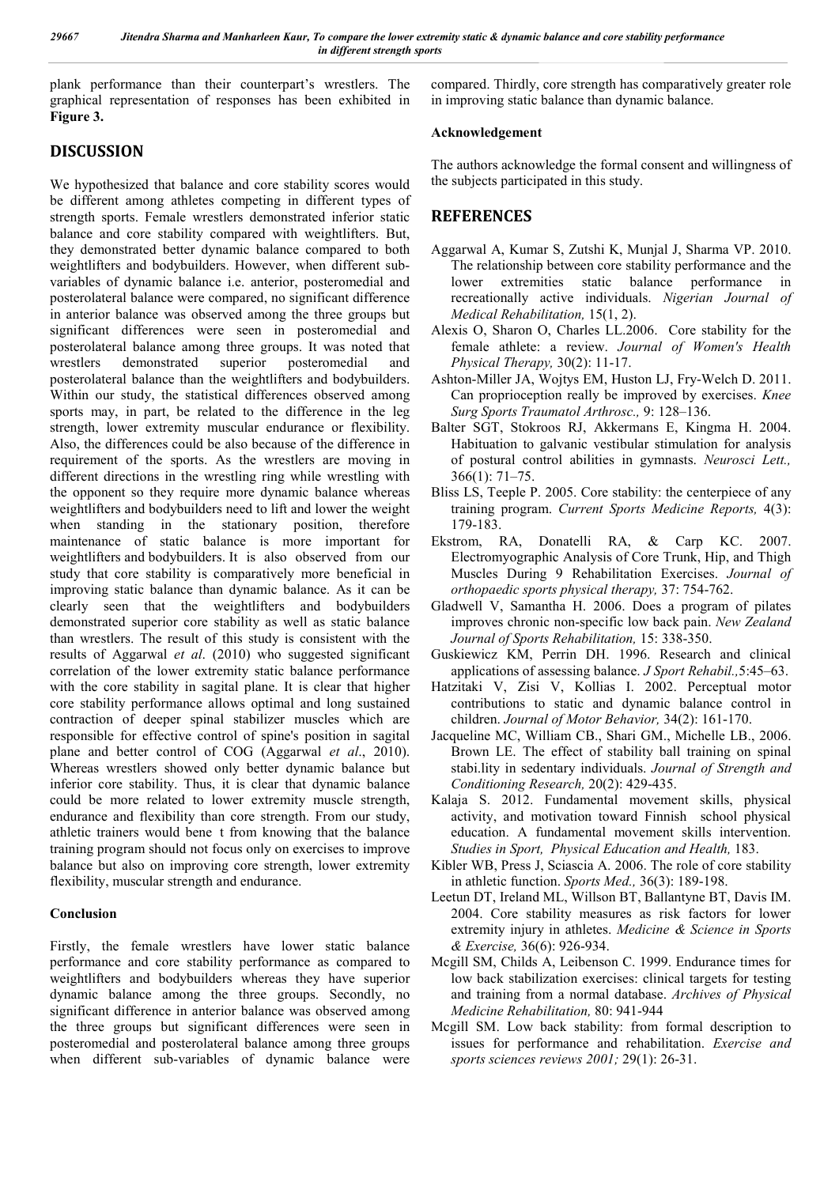plank performance than their counterpart's wrestlers. The graphical representation of responses has been exhibited in **Figure 3.**

## DISCUSSION

We hypothesized that balance and core stability scores would be different among athletes competing in different types of strength sports. Female wrestlers demonstrated inferior static balance and core stability compared with weightlifters. But, they demonstrated better dynamic balance compared to both weightlifters and bodybuilders. However, when different sub-variables of dynamic balance i.e. anterior, posteromedial and posterolateral balance were compared, no significant difference in anterior balance was observed among the three groups but significant differences were seen in posteromedial and posterolateral balance among three groups. It was noted that wrestlers demonstrated superior posteromedial and posterolateral balance than the weightlifters and bodybuilders. Within our study, the statistical differences observed among sports may, in part, be related to the difference in the leg strength, lower extremity muscular endurance or flexibility. Also, the differences could be also because of the difference in requirement of the sports. As the wrestlers are moving in different directions in the wrestling ring while wrestling with the opponent so they require more dynamic balance whereas weightlifters and bodybuilders need to lift and lower the weight when standing in the stationary position, therefore maintenance of static balance is more important for weightlifters and bodybuilders. It is also observed from our study that core stability is comparatively more beneficial in improving static balance than dynamic balance. As it can be clearly seen that the weightlifters and bodybuilders demonstrated superior core stability as well as static balance than wrestlers. The result of this study is consistent with the results of Aggarwal *et al*. (2010) who suggested significant correlation of the lower extremity static balance performance with the core stability in sagital plane. It is clear that higher core stability performance allows optimal and long sustained contraction of deeper spinal stabilizer muscles which are responsible for effective control of spine's position in sagital plane and better control of COG (Aggarwal *et al*., 2010). Whereas wrestlers showed only better dynamic balance but inferior core stability. Thus, it is clear that dynamic balance could be more related to lower extremity muscle strength, endurance and flexibility than core strength. From our study, athletic trainers would bene t from knowing that the balance training program should not focus only on exercises to improve balance but also on improving core strength, lower extremity flexibility, muscular strength and endurance.

### Conclusion

Firstly, the female wrestlers have lower static balance performance and core stability performance as compared to weightlifters and bodybuilders whereas they have superior dynamic balance among the three groups. Secondly, no significant difference in anterior balance was observed among the three groups but significant differences were seen in posteromedial and posterolateral balance among three groups when different sub-variables of dynamic balance were compared. Thirdly, core strength has comparatively greater role in improving static balance than dynamic balance.

### Acknowledgement

The authors acknowledge the formal consent and willingness of the subjects participated in this study.

## REFERENCES

Aggarwal A, Kumar S, Zutshi K, Munjal J, Sharma VP. 2010. The relationship between core stability performance and the lower extremities static balance performance in recreationally active individuals. *Nigerian Journal of Medical Rehabilitation,* 15(1, 2).

Alexis O, Sharon O, Charles LL.2006. Core stability for the female athlete: a review. *Journal of Women's Health Physical Therapy,* 30(2): 11-17.

Ashton-Miller JA, Wojtys EM, Huston LJ, Fry-Welch D. 2011. Can proprioception really be improved by exercises. *Knee Surg Sports Traumatol Arthrosc.,* 9: 128–136.

Balter SGT, Stokroos RJ, Akkermans E, Kingma H. 2004. Habituation to galvanic vestibular stimulation for analysis of postural control abilities in gymnasts. *Neurosci Lett.,* 366(1): 71–75.

Bliss LS, Teeple P. 2005. Core stability: the centerpiece of any training program. *Current Sports Medicine Reports,* 4(3): 179-183.

Ekstrom, RA, Donatelli RA, & Carp KC. 2007. Electromyographic Analysis of Core Trunk, Hip, and Thigh Muscles During 9 Rehabilitation Exercises. *Journal of orthopaedic sports physical therapy,* 37: 754-762.

Gladwell V, Samantha H. 2006. Does a program of pilates improves chronic non-specific low back pain. *New Zealand Journal of Sports Rehabilitation,* 15: 338-350.

Guskiewicz KM, Perrin DH. 1996. Research and clinical applications of assessing balance. *J Sport Rehabil.,*5:45–63.

Hatzitaki V, Zisi V, Kollias I. 2002. Perceptual motor contributions to static and dynamic balance control in children. *Journal of Motor Behavior,* 34(2): 161-170.

Jacqueline MC, William CB., Shari GM., Michelle LB., 2006. Brown LE. The effect of stability ball training on spinal stabi.lity in sedentary individuals. *Journal of Strength and Conditioning Research,* 20(2): 429-435.

Kalaja S. 2012. Fundamental movement skills, physical activity, and motivation toward Finnish school physical education. A fundamental movement skills intervention. *Studies in Sport, Physical Education and Health,* 183.

Kibler WB, Press J, Sciascia A. 2006. The role of core stability in athletic function. *Sports Med.,* 36(3): 189-198.

Leetun DT, Ireland ML, Willson BT, Ballantyne BT, Davis IM. 2004. Core stability measures as risk factors for lower extremity injury in athletes. *Medicine & Science in Sports & Exercise,* 36(6): 926-934.

Mcgill SM, Childs A, Leibenson C. 1999. Endurance times for low back stabilization exercises: clinical targets for testing and training from a normal database. *Archives of Physical Medicine Rehabilitation,* 80: 941-944

Mcgill SM. Low back stability: from formal description to issues for performance and rehabilitation. *Exercise and sports sciences reviews 2001;* 29(1): 26-31.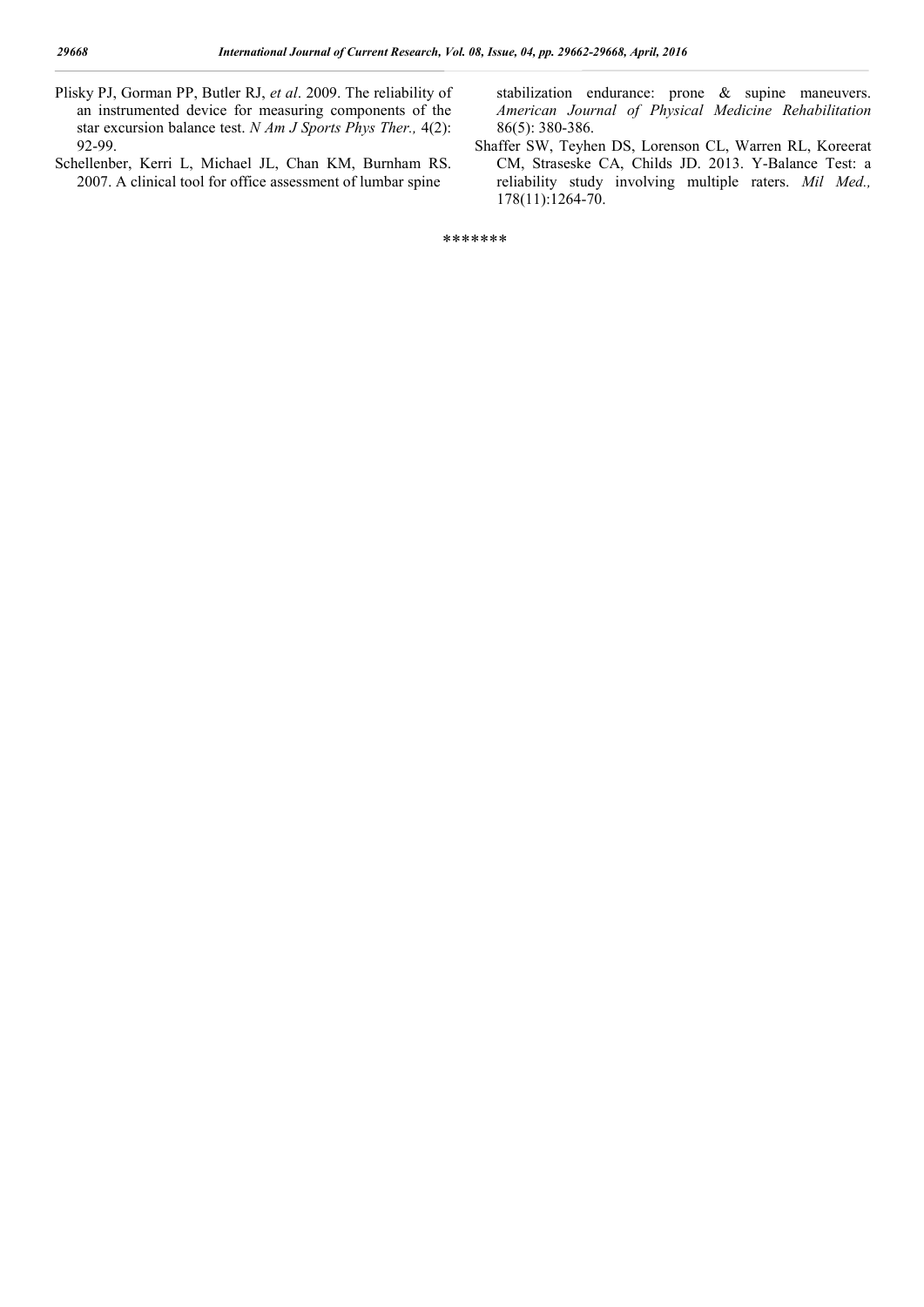Plisky PJ, Gorman PP, Butler RJ, *et al*. 2009. The reliability of an instrumented device for measuring components of the star excursion balance test. *N Am J Sports Phys Ther.,* 4(2): 92-99.

Schellenber, Kerri L, Michael JL, Chan KM, Burnham RS. 2007. A clinical tool for office assessment of lumbar spine stabilization endurance: prone & supine maneuvers. *American Journal of Physical Medicine Rehabilitation* 86(5): 380-386.

Shaffer SW, Teyhen DS, Lorenson CL, Warren RL, Koreerat CM, Straseske CA, Childs JD. 2013. Y-Balance Test: a reliability study involving multiple raters. *Mil Med.,* 178(11):1264-70.

*******